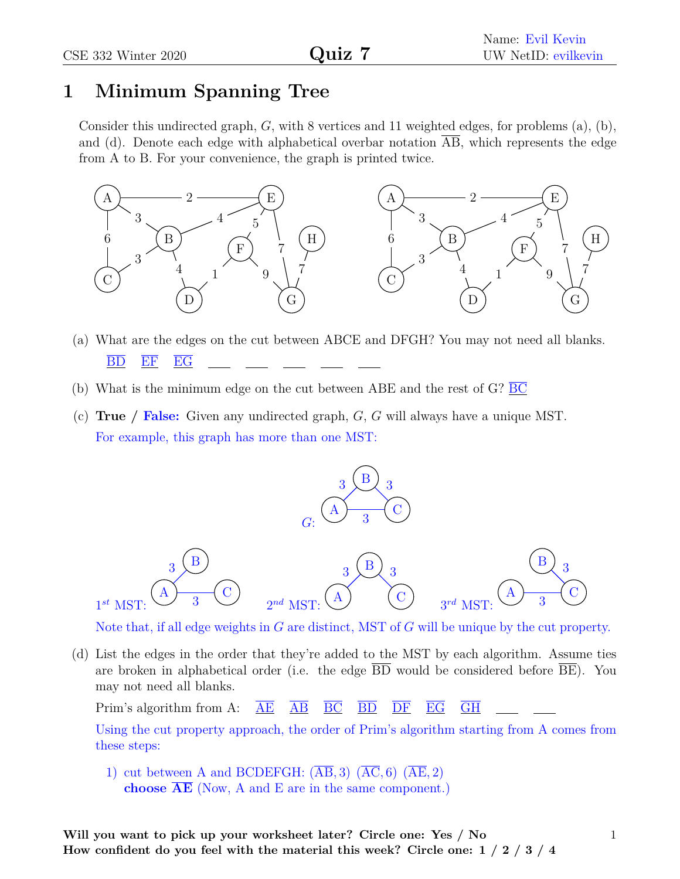Name: Evil Kevin
UW NetID: evilkevin

CSE 332 Winter 2020 **Quiz 7**

# 1 Minimum Spanning Tree

Consider this undirected graph, $G$, with 8 vertices and 11 weighted edges, for problems (a), (b), and (d). Denote each edge with alphabetical overbar notation $\overline{AB}$, which represents the edge from A to B. For your convenience, the graph is printed twice.

(a) What are the edges on the cut between ABCE and DFGH? You may not need all blanks.

$\overline{BD}$ $\overline{EF}$ $\overline{EG}$ ___ ___ ___ ___ ___

(b) What is the minimum edge on the cut between ABE and the rest of G? $\overline{BC}$

(c) **True / False:** Given any undirected graph, $G$, $G$ will always have a unique MST.

For example, this graph has more than one MST:

$G$: (A–B: 3, B–C: 3, A–C: 3)

$1^{st}$ MST: (A–B: 3, A–C: 3) $2^{nd}$ MST: (A–B: 3, B–C: 3) $3^{rd}$ MST: (A–C: 3, B–C: 3)

Note that, if all edge weights in $G$ are distinct, MST of $G$ will be unique by the cut property.

(d) List the edges in the order that they're added to the MST by each algorithm. Assume ties are broken in alphabetical order (i.e. the edge $\overline{BD}$ would be considered before $\overline{BE}$). You may not need all blanks.

Prim's algorithm from A: $\overline{AE}$ $\overline{AB}$ $\overline{BC}$ $\overline{BD}$ $\overline{DF}$ $\overline{EG}$ $\overline{GH}$ ___ ___

Using the cut property approach, the order of Prim's algorithm starting from A comes from these steps:

1) cut between A and BCDEFGH: $(\overline{AB}, 3)$ $(\overline{AC}, 6)$ $(\overline{AE}, 2)$
   **choose $\overline{AE}$** (Now, A and E are in the same component.)

**Will you want to pick up your worksheet later? Circle one: Yes / No**
**How confident do you feel with the material this week? Circle one: 1 / 2 / 3 / 4**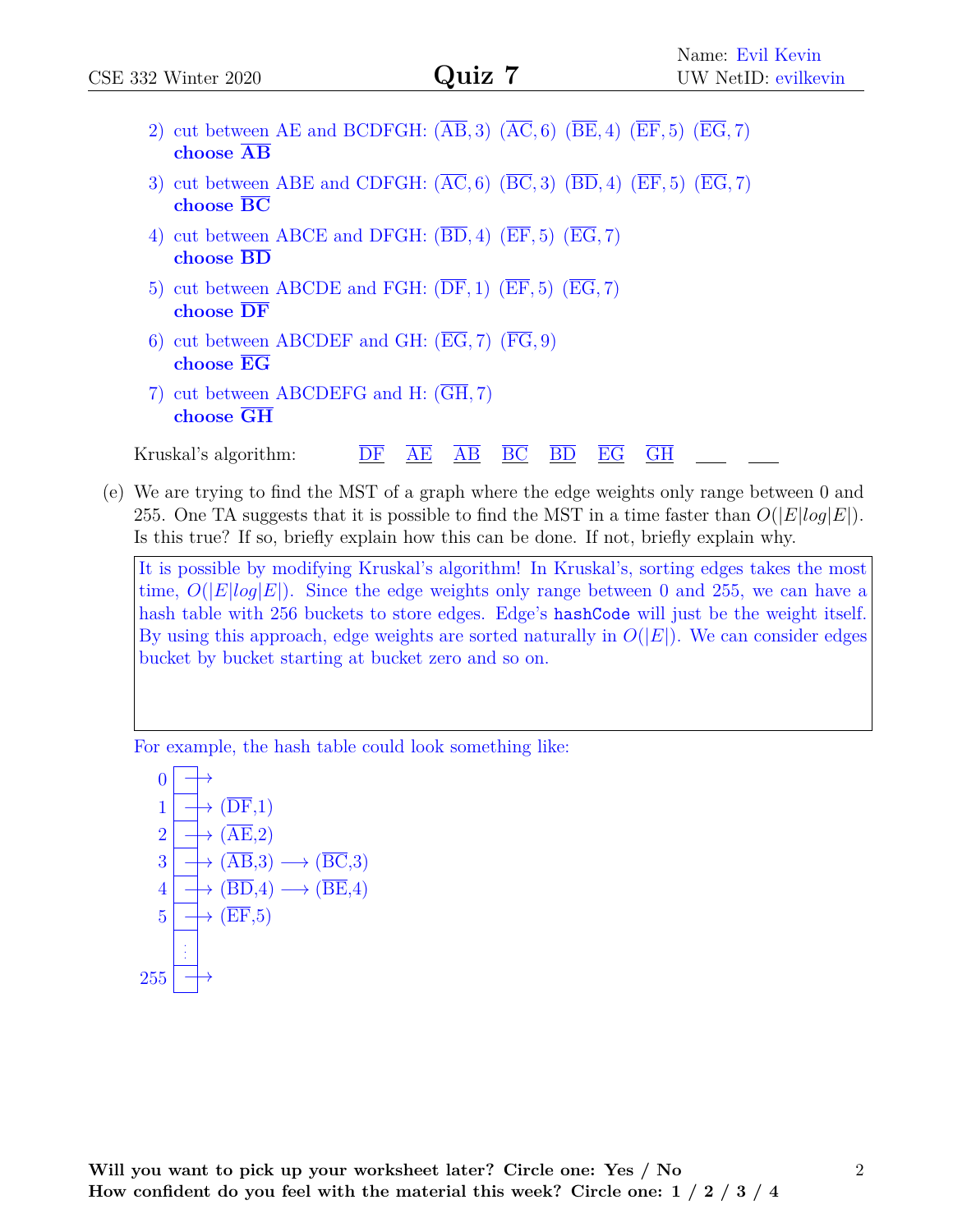2) cut between AE and BCDFGH: $(\overline{AB}, 3)$ $(\overline{AC}, 6)$ $(\overline{BE}, 4)$ $(\overline{EF}, 5)$ $(\overline{EG}, 7)$
   **choose $\overline{\mathbf{AB}}$**

3) cut between ABE and CDFGH: $(\overline{AC}, 6)$ $(\overline{BC}, 3)$ $(\overline{BD}, 4)$ $(\overline{EF}, 5)$ $(\overline{EG}, 7)$
   **choose $\overline{\mathbf{BC}}$**

4) cut between ABCE and DFGH: $(\overline{BD}, 4)$ $(\overline{EF}, 5)$ $(\overline{EG}, 7)$
   **choose $\overline{\mathbf{BD}}$**

5) cut between ABCDE and FGH: $(\overline{DF}, 1)$ $(\overline{EF}, 5)$ $(\overline{EG}, 7)$
   **choose $\overline{\mathbf{DF}}$**

6) cut between ABCDEF and GH: $(\overline{EG}, 7)$ $(\overline{FG}, 9)$
   **choose $\overline{\mathbf{EG}}$**

7) cut between ABCDEFG and H: $(\overline{GH}, 7)$
   **choose $\overline{\mathbf{GH}}$**

Kruskal's algorithm: $\overline{DF}$ $\overline{AE}$ $\overline{AB}$ $\overline{BC}$ $\overline{BD}$ $\overline{EG}$ $\overline{GH}$ ___ ___

(e) We are trying to find the MST of a graph where the edge weights only range between 0 and 255. One TA suggests that it is possible to find the MST in a time faster than $O(|E|log|E|)$. Is this true? If so, briefly explain how this can be done. If not, briefly explain why.

It is possible by modifying Kruskal's algorithm! In Kruskal's, sorting edges takes the most time, $O(|E|log|E|)$. Since the edge weights only range between 0 and 255, we can have a hash table with 256 buckets to store edges. Edge's `hashCode` will just be the weight itself. By using this approach, edge weights are sorted naturally in $O(|E|)$. We can consider edges bucket by bucket starting at bucket zero and so on.

For example, the hash table could look something like:

```
0   | → 
1   | → (DF,1)
2   | → (AE,2)
3   | → (AB,3) → (BC,3)
4   | → (BD,4) → (BE,4)
5   | → (EF,5)
    | ⋮
255 | → 
```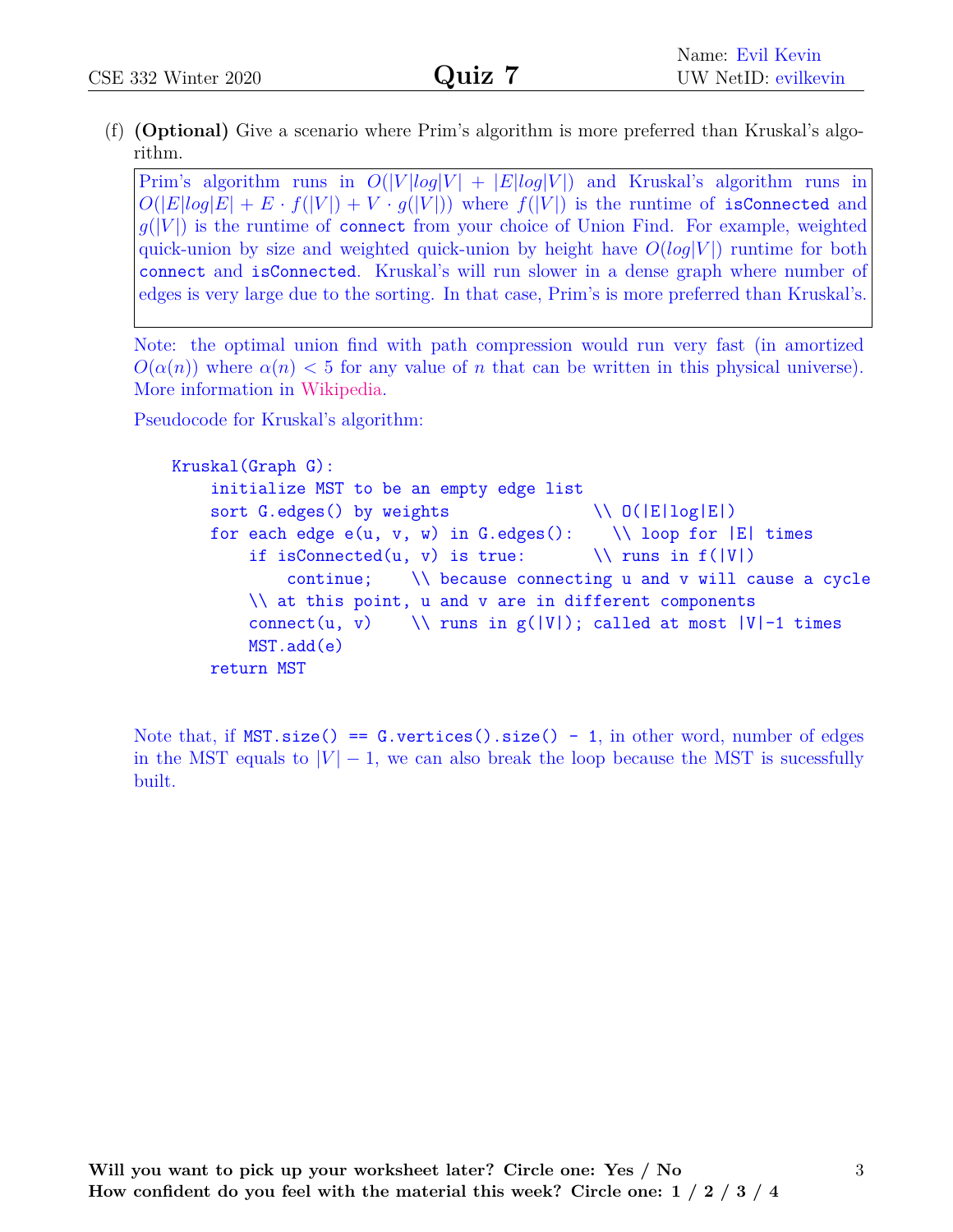(f) **(Optional)** Give a scenario where Prim's algorithm is more preferred than Kruskal's algorithm.

Prim's algorithm runs in $O(|V|log|V| + |E|log|V|)$ and Kruskal's algorithm runs in $O(|E|log|E| + E \cdot f(|V|) + V \cdot g(|V|))$ where $f(|V|)$ is the runtime of `isConnected` and $g(|V|)$ is the runtime of `connect` from your choice of Union Find. For example, weighted quick-union by size and weighted quick-union by height have $O(log|V|)$ runtime for both `connect` and `isConnected`. Kruskal's will run slower in a dense graph where number of edges is very large due to the sorting. In that case, Prim's is more preferred than Kruskal's.

Note: the optimal union find with path compression would run very fast (in amortized $O(\alpha(n))$ where $\alpha(n) < 5$ for any value of $n$ that can be written in this physical universe). More information in Wikipedia.

Pseudocode for Kruskal's algorithm:

```
Kruskal(Graph G):
    initialize MST to be an empty edge list
    sort G.edges() by weights               \\ O(|E|log|E|)
    for each edge e(u, v, w) in G.edges():    \\ loop for |E| times
        if isConnected(u, v) is true:       \\ runs in f(|V|)
            continue;    \\ because connecting u and v will cause a cycle
        \\ at this point, u and v are in different components
        connect(u, v)    \\ runs in g(|V|); called at most |V|-1 times
        MST.add(e)
    return MST
```

Note that, if `MST.size() == G.vertices().size() - 1`, in other word, number of edges in the MST equals to $|V| - 1$, we can also break the loop because the MST is sucessfully built.

**Will you want to pick up your worksheet later? Circle one: Yes / No**
**How confident do you feel with the material this week? Circle one: 1 / 2 / 3 / 4**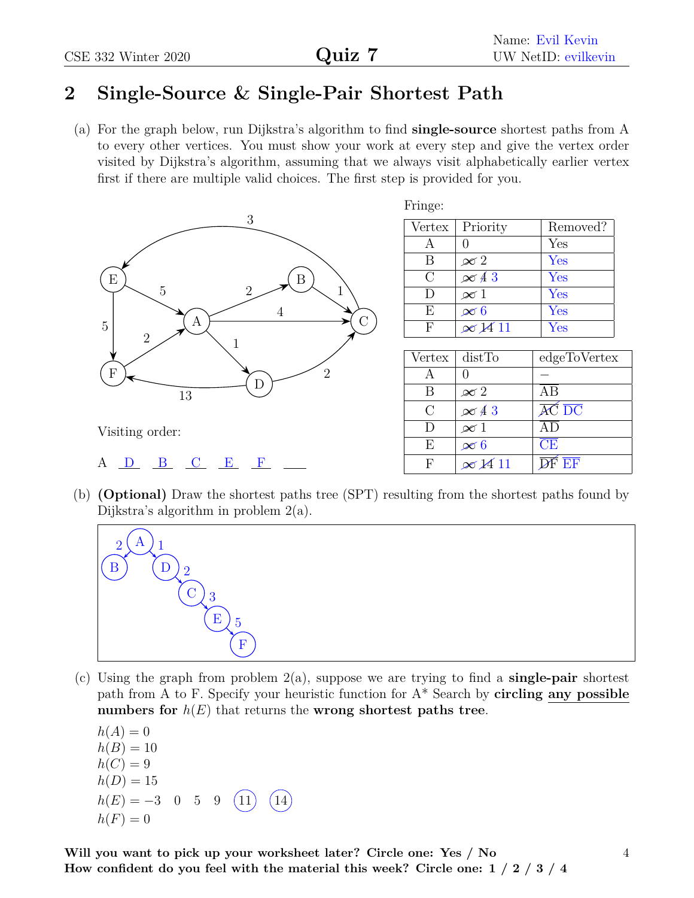Name: Evil Kevin
UW NetID: evilkevin

## 2 Single-Source & Single-Pair Shortest Path

(a) For the graph below, run Dijkstra's algorithm to find **single-source** shortest paths from A to every other vertices. You must show your work at every step and give the vertex order visited by Dijkstra's algorithm, assuming that we always visit alphabetically earlier vertex first if there are multiple valid choices. The first step is provided for you.

Fringe:

| Vertex | Priority | Removed? |
|---|---|---|
| A | 0 | Yes |
| B | ~~∞~~ 2 | Yes |
| C | ~~∞~~ ~~4~~ 3 | Yes |
| D | ~~∞~~ 1 | Yes |
| E | ~~∞~~ 6 | Yes |
| F | ~~∞~~ ~~14~~ 11 | Yes |

| Vertex | distTo | edgeToVertex |
|---|---|---|
| A | 0 | − |
| B | ~~∞~~ 2 | AB |
| C | ~~∞~~ ~~4~~ 3 | ~~AC~~ DC |
| D | ~~∞~~ 1 | AD |
| E | ~~∞~~ 6 | CE |
| F | ~~∞~~ ~~14~~ 11 | ~~DF~~ EF |

Visiting order:

A D B C E F ___

(b) **(Optional)** Draw the shortest paths tree (SPT) resulting from the shortest paths found by Dijkstra's algorithm in problem 2(a).

(c) Using the graph from problem 2(a), suppose we are trying to find a **single-pair** shortest path from A to F. Specify your heuristic function for A* Search by **circling any possible numbers for** $h(E)$ that returns the **wrong shortest paths tree**.

$h(A) = 0$
$h(B) = 10$
$h(C) = 9$
$h(D) = 15$
$h(E) = -3 \quad 0 \quad 5 \quad 9 \quad (11) \quad (14)$
$h(F) = 0$

**Will you want to pick up your worksheet later? Circle one: Yes / No**
**How confident do you feel with the material this week? Circle one: 1 / 2 / 3 / 4**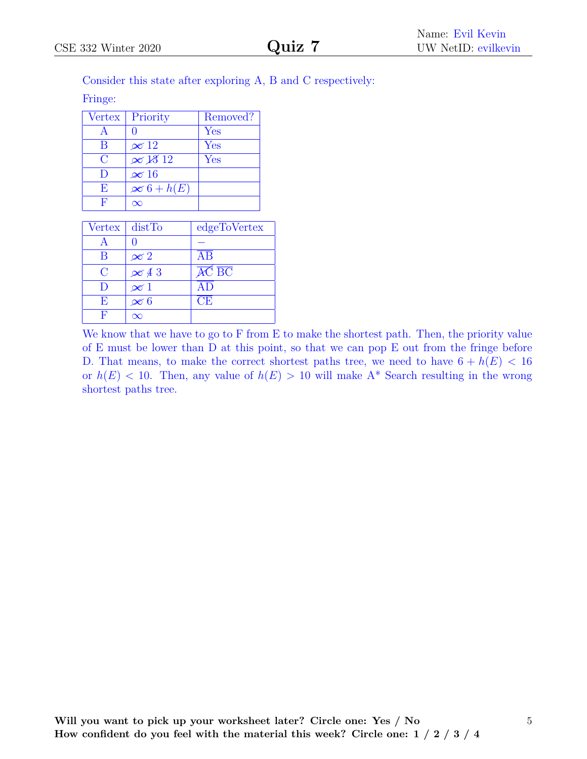Consider this state after exploring A, B and C respectively:

Fringe:

| Vertex | Priority | Removed? |
|---|---|---|
| A | 0 | Yes |
| B | ~~$\infty$~~ 12 | Yes |
| C | ~~$\infty$~~ ~~13~~ 12 | Yes |
| D | ~~$\infty$~~ 16 | |
| E | ~~$\infty$~~ $6 + h(E)$ | |
| F | $\infty$ | |

| Vertex | distTo | edgeToVertex |
|---|---|---|
| A | 0 | – |
| B | ~~$\infty$~~ 2 | $\overline{AB}$ |
| C | ~~$\infty$~~ ~~4~~ 3 | ~~$\overline{AC}$~~ $\overline{BC}$ |
| D | ~~$\infty$~~ 1 | $\overline{AD}$ |
| E | ~~$\infty$~~ 6 | $\overline{CE}$ |
| F | $\infty$ | |

We know that we have to go to F from E to make the shortest path. Then, the priority value of E must be lower than D at this point, so that we can pop E out from the fringe before D. That means, to make the correct shortest paths tree, we need to have $6 + h(E) < 16$ or $h(E) < 10$. Then, any value of $h(E) > 10$ will make A* Search resulting in the wrong shortest paths tree.